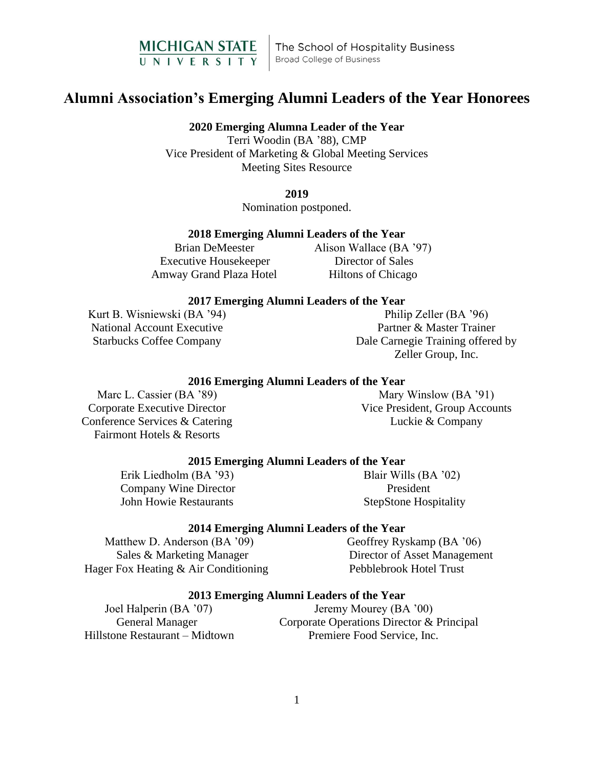Michigan State University | The School of Hospitality Business, Broad College of Business

# Alumni Association's Emerging Alumni Leaders of the Year Honorees

### 2020 Emerging Alumna Leader of the Year

Terri Woodin (BA '88), CMP
Vice President of Marketing & Global Meeting Services
Meeting Sites Resource

### 2019

Nomination postponed.

### 2018 Emerging Alumni Leaders of the Year

Brian DeMeester
Executive Housekeeper
Amway Grand Plaza Hotel

Alison Wallace (BA '97)
Director of Sales
Hiltons of Chicago

### 2017 Emerging Alumni Leaders of the Year

Kurt B. Wisniewski (BA '94)
National Account Executive
Starbucks Coffee Company

Philip Zeller (BA '96)
Partner & Master Trainer
Dale Carnegie Training offered by Zeller Group, Inc.

### 2016 Emerging Alumni Leaders of the Year

Marc L. Cassier (BA '89)
Corporate Executive Director
Conference Services & Catering
Fairmont Hotels & Resorts

Mary Winslow (BA '91)
Vice President, Group Accounts
Luckie & Company

### 2015 Emerging Alumni Leaders of the Year

Erik Liedholm (BA '93)
Company Wine Director
John Howie Restaurants

Blair Wills (BA '02)
President
StepStone Hospitality

### 2014 Emerging Alumni Leaders of the Year

Matthew D. Anderson (BA '09)
Sales & Marketing Manager
Hager Fox Heating & Air Conditioning

Geoffrey Ryskamp (BA '06)
Director of Asset Management
Pebblebrook Hotel Trust

### 2013 Emerging Alumni Leaders of the Year

Joel Halperin (BA '07)
General Manager
Hillstone Restaurant – Midtown

Jeremy Mourey (BA '00)
Corporate Operations Director & Principal
Premiere Food Service, Inc.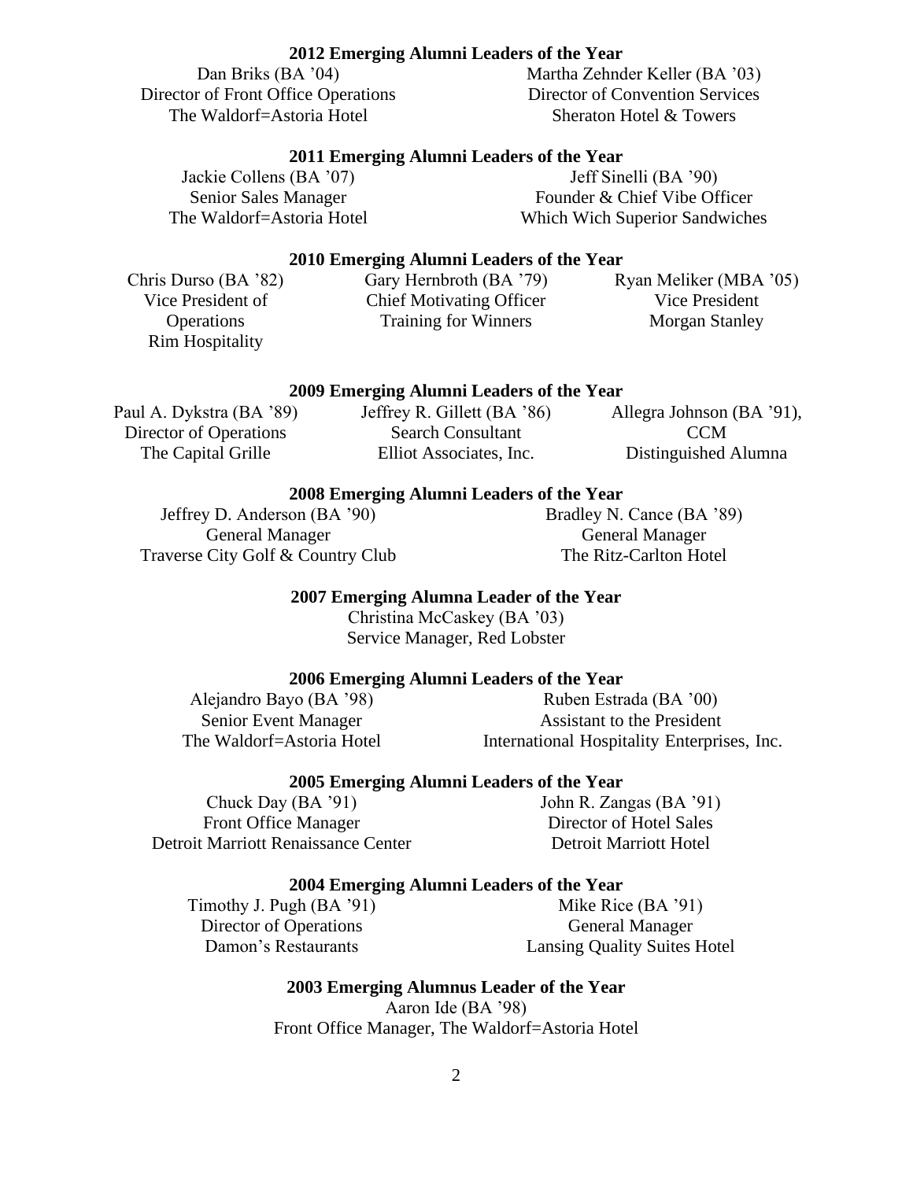**2012 Emerging Alumni Leaders of the Year**

Dan Briks (BA ’04)
Director of Front Office Operations
The Waldorf=Astoria Hotel

Martha Zehnder Keller (BA ’03)
Director of Convention Services
Sheraton Hotel & Towers

**2011 Emerging Alumni Leaders of the Year**

Jackie Collens (BA ’07)
Senior Sales Manager
The Waldorf=Astoria Hotel

Jeff Sinelli (BA ’90)
Founder & Chief Vibe Officer
Which Wich Superior Sandwiches

**2010 Emerging Alumni Leaders of the Year**

Chris Durso (BA ’82)
Vice President of Operations
Rim Hospitality

Gary Hernbroth (BA ’79)
Chief Motivating Officer
Training for Winners

Ryan Meliker (MBA ’05)
Vice President
Morgan Stanley

**2009 Emerging Alumni Leaders of the Year**

Paul A. Dykstra (BA ’89)
Director of Operations
The Capital Grille

Jeffrey R. Gillett (BA ’86)
Search Consultant
Elliot Associates, Inc.

Allegra Johnson (BA ’91), CCM
Distinguished Alumna

**2008 Emerging Alumni Leaders of the Year**

Jeffrey D. Anderson (BA ’90)
General Manager
Traverse City Golf & Country Club

Bradley N. Cance (BA ’89)
General Manager
The Ritz-Carlton Hotel

**2007 Emerging Alumna Leader of the Year**

Christina McCaskey (BA ’03)
Service Manager, Red Lobster

**2006 Emerging Alumni Leaders of the Year**

Alejandro Bayo (BA ’98)
Senior Event Manager
The Waldorf=Astoria Hotel

Ruben Estrada (BA ’00)
Assistant to the President
International Hospitality Enterprises, Inc.

**2005 Emerging Alumni Leaders of the Year**

Chuck Day (BA ’91)
Front Office Manager
Detroit Marriott Renaissance Center

John R. Zangas (BA ’91)
Director of Hotel Sales
Detroit Marriott Hotel

**2004 Emerging Alumni Leaders of the Year**

Timothy J. Pugh (BA ’91)
Director of Operations
Damon’s Restaurants

Mike Rice (BA ’91)
General Manager
Lansing Quality Suites Hotel

**2003 Emerging Alumnus Leader of the Year**

Aaron Ide (BA ’98)
Front Office Manager, The Waldorf=Astoria Hotel